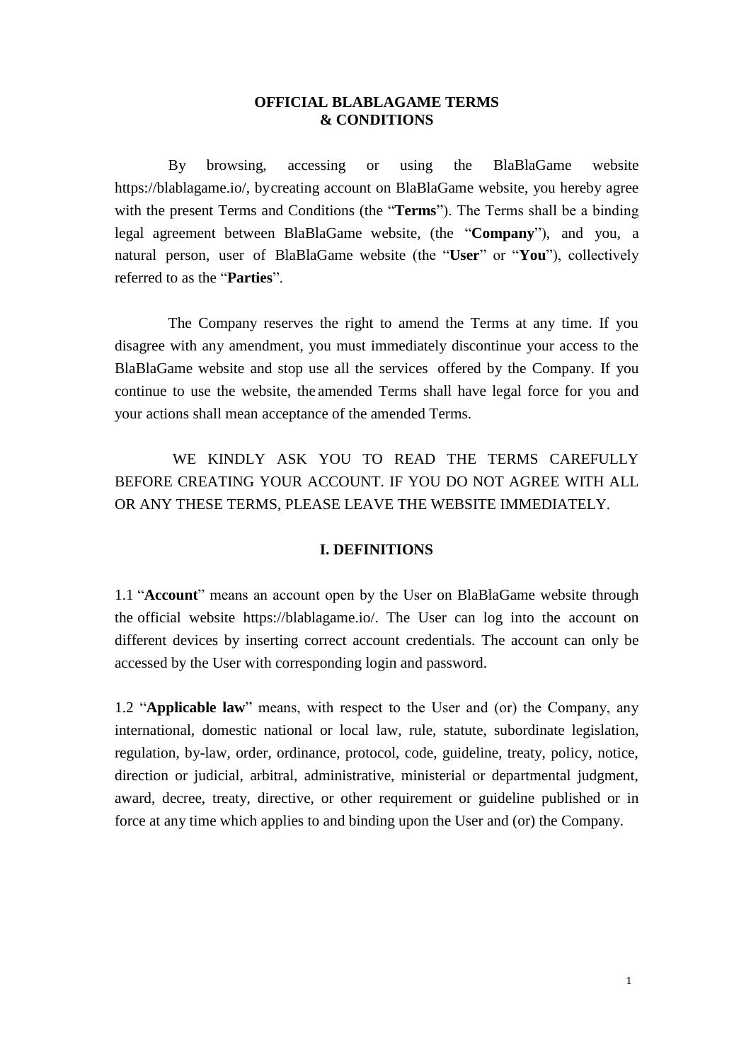# OFFICIAL BLABLAGAME TERMS & CONDITIONS

By browsing, accessing or using the BlaBlaGame website https://blablagame.io/, bycreating account on BlaBlaGame website, you hereby agree with the present Terms and Conditions (the "**Terms**"). The Terms shall be a binding legal agreement between BlaBlaGame website, (the "**Company**"), and you, a natural person, user of BlaBlaGame website (the "**User**" or "**You**"), collectively referred to as the "**Parties**".

The Company reserves the right to amend the Terms at any time. If you disagree with any amendment, you must immediately discontinue your access to the BlaBlaGame website and stop use all the services offered by the Company. If you continue to use the website, the amended Terms shall have legal force for you and your actions shall mean acceptance of the amended Terms.

WE KINDLY ASK YOU TO READ THE TERMS CAREFULLY BEFORE CREATING YOUR ACCOUNT. IF YOU DO NOT AGREE WITH ALL OR ANY THESE TERMS, PLEASE LEAVE THE WEBSITE IMMEDIATELY.

## I. DEFINITIONS

1.1 "**Account**" means an account open by the User on BlaBlaGame website through the official website https://blablagame.io/. The User can log into the account on different devices by inserting correct account credentials. The account can only be accessed by the User with corresponding login and password.

1.2 "**Applicable law**" means, with respect to the User and (or) the Company, any international, domestic national or local law, rule, statute, subordinate legislation, regulation, by-law, order, ordinance, protocol, code, guideline, treaty, policy, notice, direction or judicial, arbitral, administrative, ministerial or departmental judgment, award, decree, treaty, directive, or other requirement or guideline published or in force at any time which applies to and binding upon the User and (or) the Company.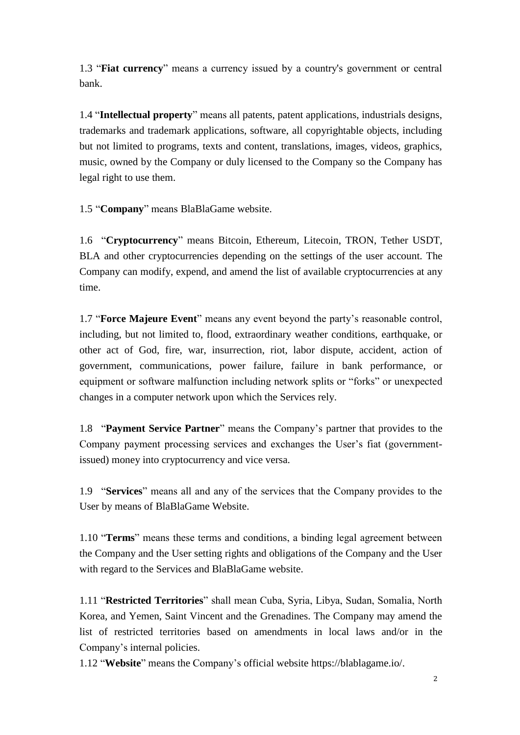1.3 “**Fiat currency**” means a currency issued by a country's government or central bank.

1.4 “**Intellectual property**” means all patents, patent applications, industrials designs, trademarks and trademark applications, software, all copyrightable objects, including but not limited to programs, texts and content, translations, images, videos, graphics, music, owned by the Company or duly licensed to the Company so the Company has legal right to use them.

1.5 “**Company**” means BlaBlaGame website.

1.6 “**Cryptocurrency**” means Bitcoin, Ethereum, Litecoin, TRON, Tether USDT, BLA and other cryptocurrencies depending on the settings of the user account. The Company can modify, expend, and amend the list of available cryptocurrencies at any time.

1.7 “**Force Majeure Event**” means any event beyond the party’s reasonable control, including, but not limited to, flood, extraordinary weather conditions, earthquake, or other act of God, fire, war, insurrection, riot, labor dispute, accident, action of government, communications, power failure, failure in bank performance, or equipment or software malfunction including network splits or “forks” or unexpected changes in a computer network upon which the Services rely.

1.8 “**Payment Service Partner**” means the Company’s partner that provides to the Company payment processing services and exchanges the User’s fiat (government-issued) money into cryptocurrency and vice versa.

1.9 “**Services**” means all and any of the services that the Company provides to the User by means of BlaBlaGame Website.

1.10 “**Terms**” means these terms and conditions, a binding legal agreement between the Company and the User setting rights and obligations of the Company and the User with regard to the Services and BlaBlaGame website.

1.11 “**Restricted Territories**” shall mean Cuba, Syria, Libya, Sudan, Somalia, North Korea, and Yemen, Saint Vincent and the Grenadines. The Company may amend the list of restricted territories based on amendments in local laws and/or in the Company’s internal policies.

1.12 “**Website**” means the Company’s official website https://blablagame.io/.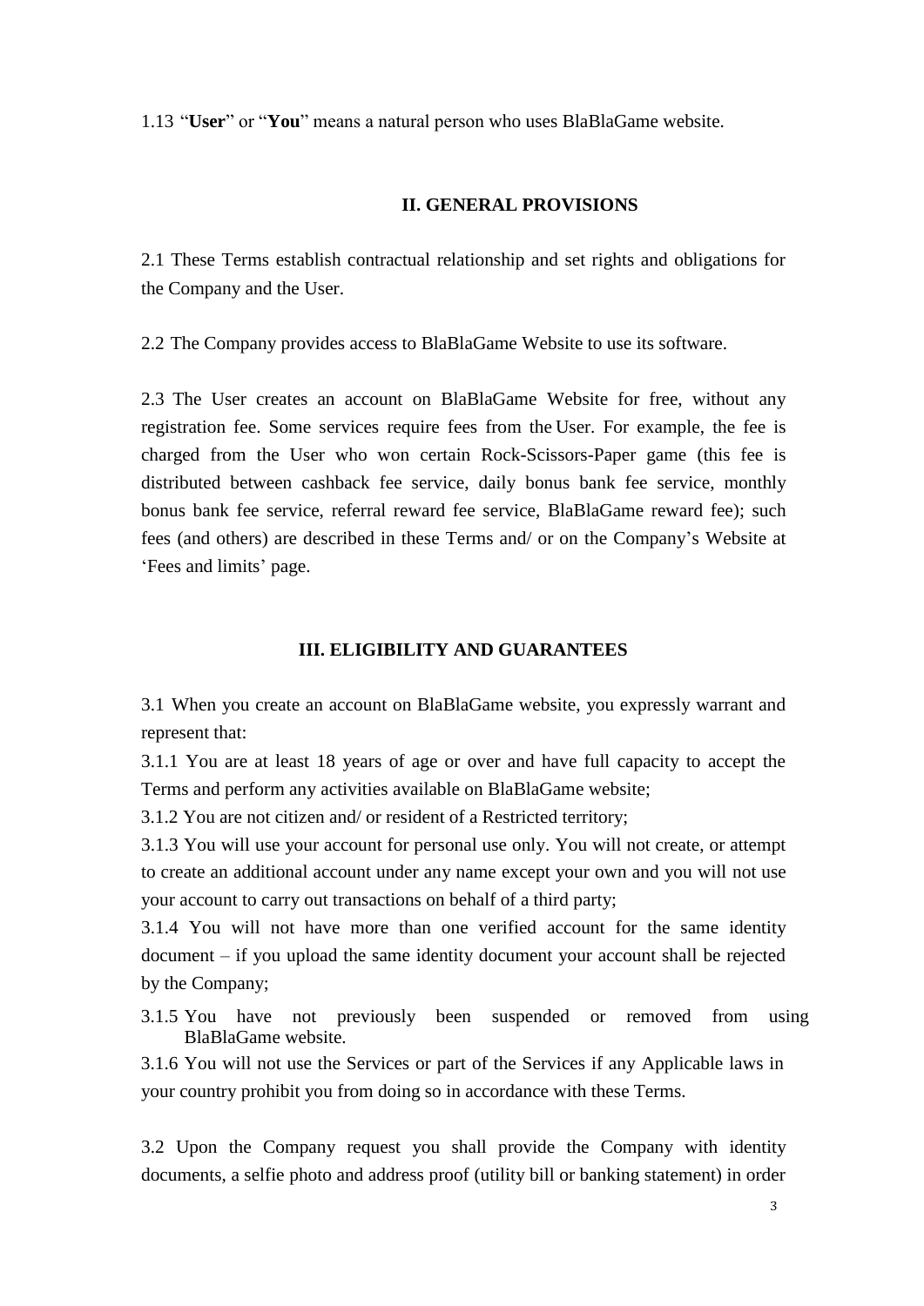1.13 “**User**” or “**You**” means a natural person who uses BlaBlaGame website.

## II. GENERAL PROVISIONS

2.1 These Terms establish contractual relationship and set rights and obligations for the Company and the User.

2.2 The Company provides access to BlaBlaGame Website to use its software.

2.3 The User creates an account on BlaBlaGame Website for free, without any registration fee. Some services require fees from the User. For example, the fee is charged from the User who won certain Rock-Scissors-Paper game (this fee is distributed between cashback fee service, daily bonus bank fee service, monthly bonus bank fee service, referral reward fee service, BlaBlaGame reward fee); such fees (and others) are described in these Terms and/ or on the Company’s Website at ‘Fees and limits’ page.

## III. ELIGIBILITY AND GUARANTEES

3.1 When you create an account on BlaBlaGame website, you expressly warrant and represent that:

3.1.1 You are at least 18 years of age or over and have full capacity to accept the Terms and perform any activities available on BlaBlaGame website;

3.1.2 You are not citizen and/ or resident of a Restricted territory;

3.1.3 You will use your account for personal use only. You will not create, or attempt to create an additional account under any name except your own and you will not use your account to carry out transactions on behalf of a third party;

3.1.4 You will not have more than one verified account for the same identity document – if you upload the same identity document your account shall be rejected by the Company;

3.1.5 You have not previously been suspended or removed from using BlaBlaGame website.

3.1.6 You will not use the Services or part of the Services if any Applicable laws in your country prohibit you from doing so in accordance with these Terms.

3.2 Upon the Company request you shall provide the Company with identity documents, a selfie photo and address proof (utility bill or banking statement) in order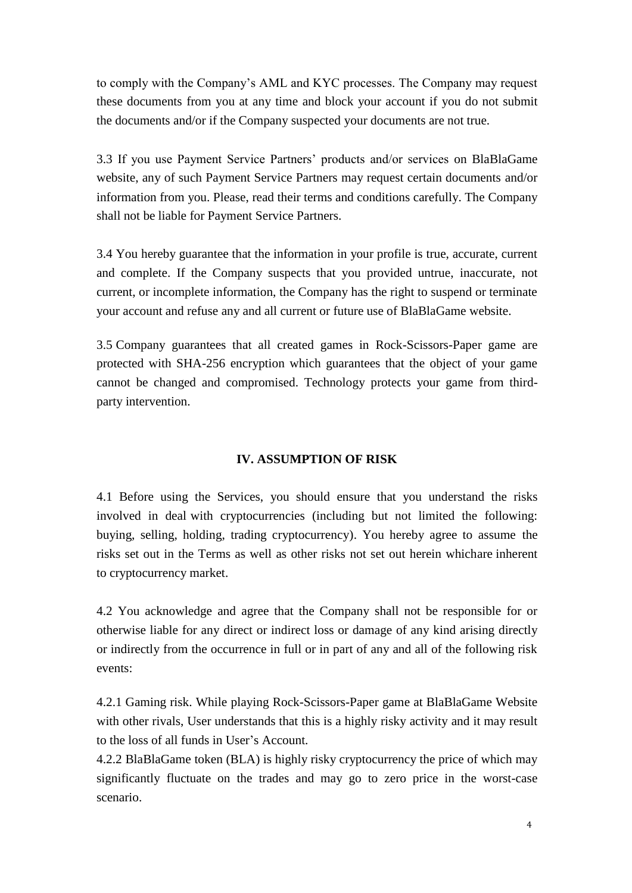to comply with the Company's AML and KYC processes. The Company may request these documents from you at any time and block your account if you do not submit the documents and/or if the Company suspected your documents are not true.

3.3 If you use Payment Service Partners' products and/or services on BlaBlaGame website, any of such Payment Service Partners may request certain documents and/or information from you. Please, read their terms and conditions carefully. The Company shall not be liable for Payment Service Partners.

3.4 You hereby guarantee that the information in your profile is true, accurate, current and complete. If the Company suspects that you provided untrue, inaccurate, not current, or incomplete information, the Company has the right to suspend or terminate your account and refuse any and all current or future use of BlaBlaGame website.

3.5 Company guarantees that all created games in Rock-Scissors-Paper game are protected with SHA-256 encryption which guarantees that the object of your game cannot be changed and compromised. Technology protects your game from third-party intervention.

## IV. ASSUMPTION OF RISK

4.1 Before using the Services, you should ensure that you understand the risks involved in deal with cryptocurrencies (including but not limited the following: buying, selling, holding, trading cryptocurrency). You hereby agree to assume the risks set out in the Terms as well as other risks not set out herein whichare inherent to cryptocurrency market.

4.2 You acknowledge and agree that the Company shall not be responsible for or otherwise liable for any direct or indirect loss or damage of any kind arising directly or indirectly from the occurrence in full or in part of any and all of the following risk events:

4.2.1 Gaming risk. While playing Rock-Scissors-Paper game at BlaBlaGame Website with other rivals, User understands that this is a highly risky activity and it may result to the loss of all funds in User's Account.

4.2.2 BlaBlaGame token (BLA) is highly risky cryptocurrency the price of which may significantly fluctuate on the trades and may go to zero price in the worst-case scenario.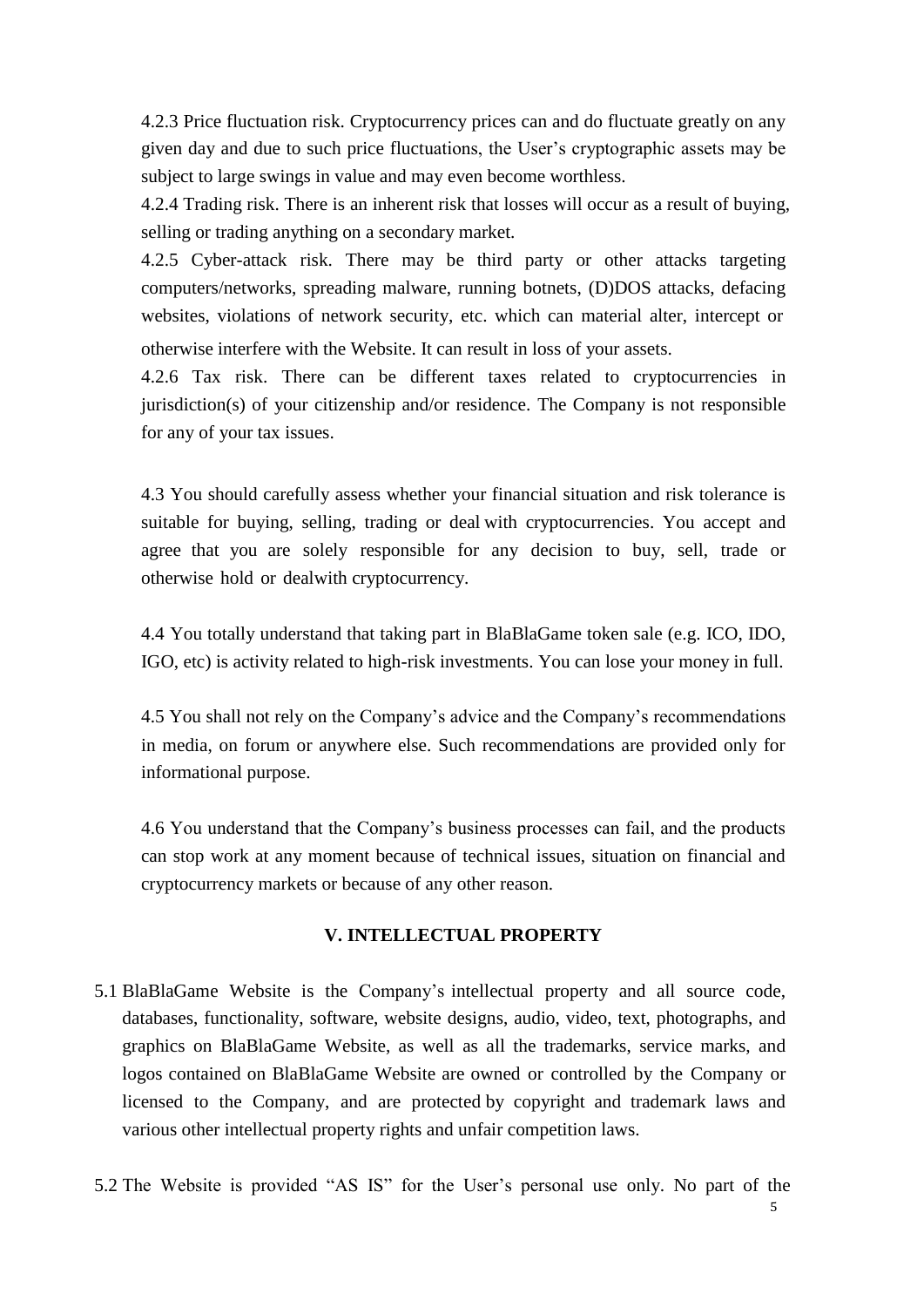4.2.3 Price fluctuation risk. Cryptocurrency prices can and do fluctuate greatly on any given day and due to such price fluctuations, the User's cryptographic assets may be subject to large swings in value and may even become worthless.

4.2.4 Trading risk. There is an inherent risk that losses will occur as a result of buying, selling or trading anything on a secondary market.

4.2.5 Cyber-attack risk. There may be third party or other attacks targeting computers/networks, spreading malware, running botnets, (D)DOS attacks, defacing websites, violations of network security, etc. which can material alter, intercept or otherwise interfere with the Website. It can result in loss of your assets.

4.2.6 Tax risk. There can be different taxes related to cryptocurrencies in jurisdiction(s) of your citizenship and/or residence. The Company is not responsible for any of your tax issues.

4.3 You should carefully assess whether your financial situation and risk tolerance is suitable for buying, selling, trading or deal with cryptocurrencies. You accept and agree that you are solely responsible for any decision to buy, sell, trade or otherwise hold or dealwith cryptocurrency.

4.4 You totally understand that taking part in BlaBlaGame token sale (e.g. ICO, IDO, IGO, etc) is activity related to high-risk investments. You can lose your money in full.

4.5 You shall not rely on the Company's advice and the Company's recommendations in media, on forum or anywhere else. Such recommendations are provided only for informational purpose.

4.6 You understand that the Company's business processes can fail, and the products can stop work at any moment because of technical issues, situation on financial and cryptocurrency markets or because of any other reason.

## V. INTELLECTUAL PROPERTY

5.1 BlaBlaGame Website is the Company's intellectual property and all source code, databases, functionality, software, website designs, audio, video, text, photographs, and graphics on BlaBlaGame Website, as well as all the trademarks, service marks, and logos contained on BlaBlaGame Website are owned or controlled by the Company or licensed to the Company, and are protected by copyright and trademark laws and various other intellectual property rights and unfair competition laws.

5.2 The Website is provided "AS IS" for the User's personal use only. No part of the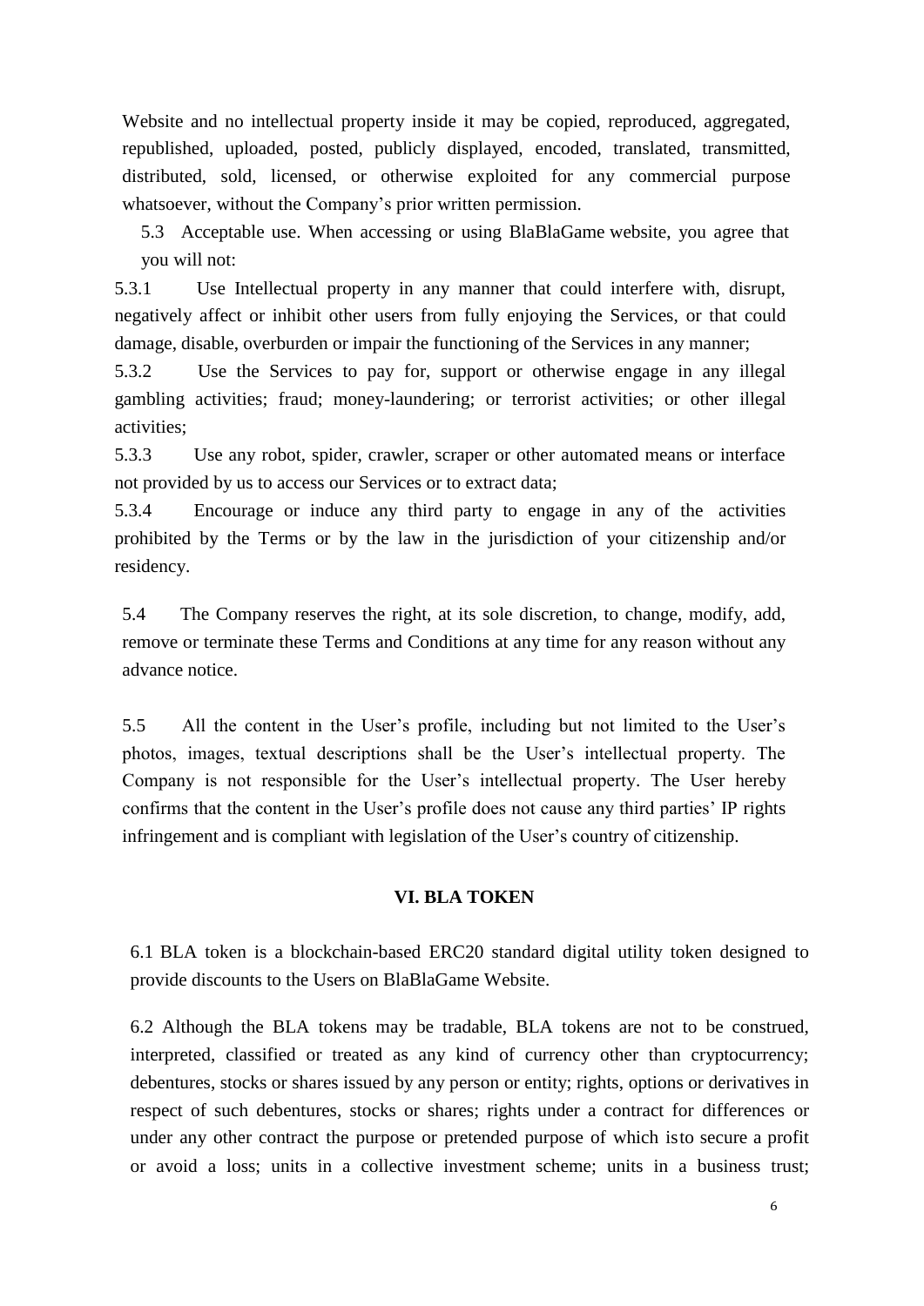Website and no intellectual property inside it may be copied, reproduced, aggregated, republished, uploaded, posted, publicly displayed, encoded, translated, transmitted, distributed, sold, licensed, or otherwise exploited for any commercial purpose whatsoever, without the Company's prior written permission.

5.3 Acceptable use. When accessing or using BlaBlaGame website, you agree that you will not:

5.3.1 Use Intellectual property in any manner that could interfere with, disrupt, negatively affect or inhibit other users from fully enjoying the Services, or that could damage, disable, overburden or impair the functioning of the Services in any manner;

5.3.2 Use the Services to pay for, support or otherwise engage in any illegal gambling activities; fraud; money-laundering; or terrorist activities; or other illegal activities;

5.3.3 Use any robot, spider, crawler, scraper or other automated means or interface not provided by us to access our Services or to extract data;

5.3.4 Encourage or induce any third party to engage in any of the activities prohibited by the Terms or by the law in the jurisdiction of your citizenship and/or residency.

5.4 The Company reserves the right, at its sole discretion, to change, modify, add, remove or terminate these Terms and Conditions at any time for any reason without any advance notice.

5.5 All the content in the User's profile, including but not limited to the User's photos, images, textual descriptions shall be the User's intellectual property. The Company is not responsible for the User's intellectual property. The User hereby confirms that the content in the User's profile does not cause any third parties' IP rights infringement and is compliant with legislation of the User's country of citizenship.

## VI. BLA TOKEN

6.1 BLA token is a blockchain-based ERC20 standard digital utility token designed to provide discounts to the Users on BlaBlaGame Website.

6.2 Although the BLA tokens may be tradable, BLA tokens are not to be construed, interpreted, classified or treated as any kind of currency other than cryptocurrency; debentures, stocks or shares issued by any person or entity; rights, options or derivatives in respect of such debentures, stocks or shares; rights under a contract for differences or under any other contract the purpose or pretended purpose of which isto secure a profit or avoid a loss; units in a collective investment scheme; units in a business trust;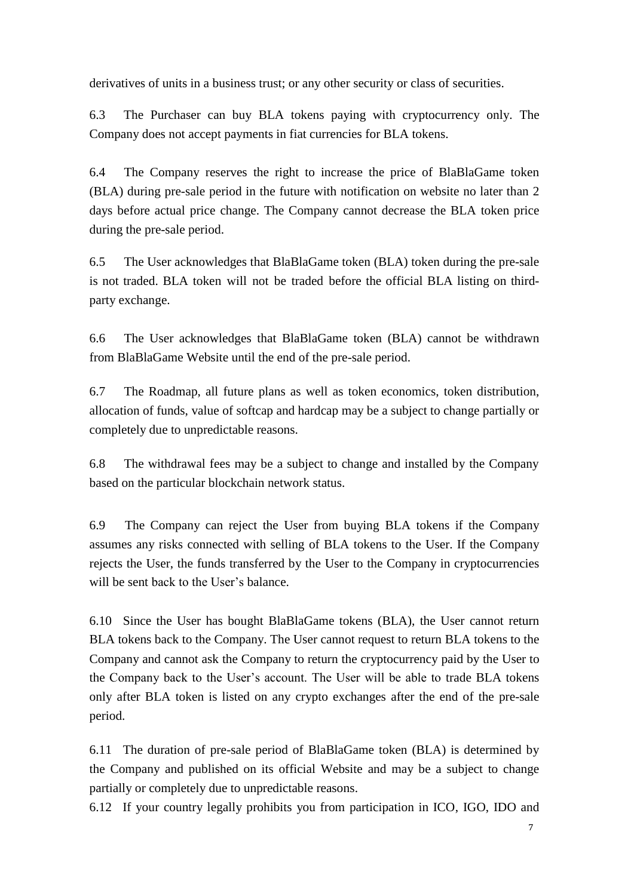derivatives of units in a business trust; or any other security or class of securities.

6.3 The Purchaser can buy BLA tokens paying with cryptocurrency only. The Company does not accept payments in fiat currencies for BLA tokens.

6.4 The Company reserves the right to increase the price of BlaBlaGame token (BLA) during pre-sale period in the future with notification on website no later than 2 days before actual price change. The Company cannot decrease the BLA token price during the pre-sale period.

6.5 The User acknowledges that BlaBlaGame token (BLA) token during the pre-sale is not traded. BLA token will not be traded before the official BLA listing on third-party exchange.

6.6 The User acknowledges that BlaBlaGame token (BLA) cannot be withdrawn from BlaBlaGame Website until the end of the pre-sale period.

6.7 The Roadmap, all future plans as well as token economics, token distribution, allocation of funds, value of softcap and hardcap may be a subject to change partially or completely due to unpredictable reasons.

6.8 The withdrawal fees may be a subject to change and installed by the Company based on the particular blockchain network status.

6.9 The Company can reject the User from buying BLA tokens if the Company assumes any risks connected with selling of BLA tokens to the User. If the Company rejects the User, the funds transferred by the User to the Company in cryptocurrencies will be sent back to the User's balance.

6.10 Since the User has bought BlaBlaGame tokens (BLA), the User cannot return BLA tokens back to the Company. The User cannot request to return BLA tokens to the Company and cannot ask the Company to return the cryptocurrency paid by the User to the Company back to the User's account. The User will be able to trade BLA tokens only after BLA token is listed on any crypto exchanges after the end of the pre-sale period.

6.11 The duration of pre-sale period of BlaBlaGame token (BLA) is determined by the Company and published on its official Website and may be a subject to change partially or completely due to unpredictable reasons.

6.12 If your country legally prohibits you from participation in ICO, IGO, IDO and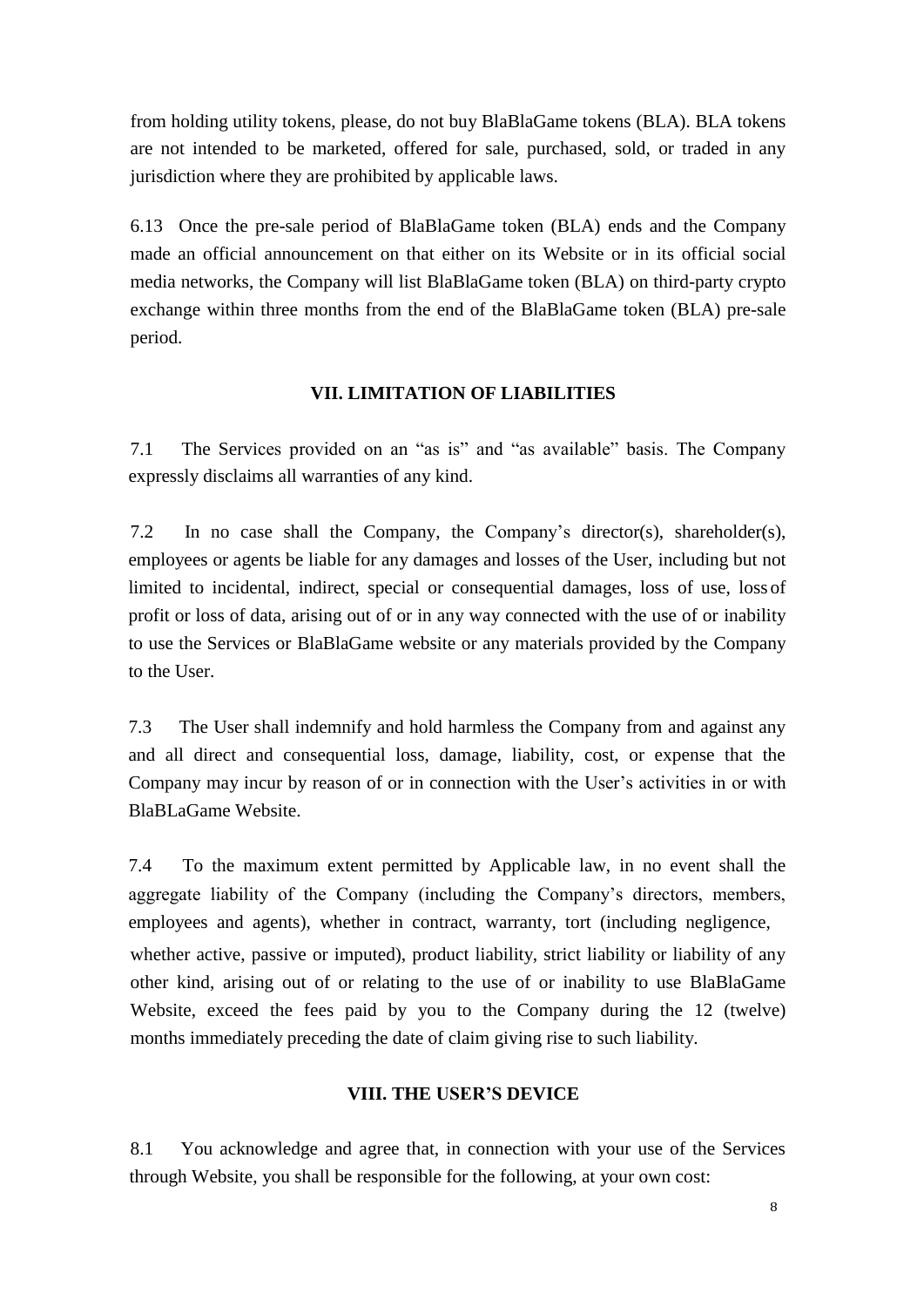from holding utility tokens, please, do not buy BlaBlaGame tokens (BLA). BLA tokens are not intended to be marketed, offered for sale, purchased, sold, or traded in any jurisdiction where they are prohibited by applicable laws.

6.13 Once the pre-sale period of BlaBlaGame token (BLA) ends and the Company made an official announcement on that either on its Website or in its official social media networks, the Company will list BlaBlaGame token (BLA) on third-party crypto exchange within three months from the end of the BlaBlaGame token (BLA) pre-sale period.

## VII. LIMITATION OF LIABILITIES

7.1 The Services provided on an "as is" and "as available" basis. The Company expressly disclaims all warranties of any kind.

7.2 In no case shall the Company, the Company's director(s), shareholder(s), employees or agents be liable for any damages and losses of the User, including but not limited to incidental, indirect, special or consequential damages, loss of use, loss of profit or loss of data, arising out of or in any way connected with the use of or inability to use the Services or BlaBlaGame website or any materials provided by the Company to the User.

7.3 The User shall indemnify and hold harmless the Company from and against any and all direct and consequential loss, damage, liability, cost, or expense that the Company may incur by reason of or in connection with the User's activities in or with BlaBLaGame Website.

7.4 To the maximum extent permitted by Applicable law, in no event shall the aggregate liability of the Company (including the Company's directors, members, employees and agents), whether in contract, warranty, tort (including negligence, whether active, passive or imputed), product liability, strict liability or liability of any other kind, arising out of or relating to the use of or inability to use BlaBlaGame Website, exceed the fees paid by you to the Company during the 12 (twelve) months immediately preceding the date of claim giving rise to such liability.

## VIII. THE USER'S DEVICE

8.1 You acknowledge and agree that, in connection with your use of the Services through Website, you shall be responsible for the following, at your own cost: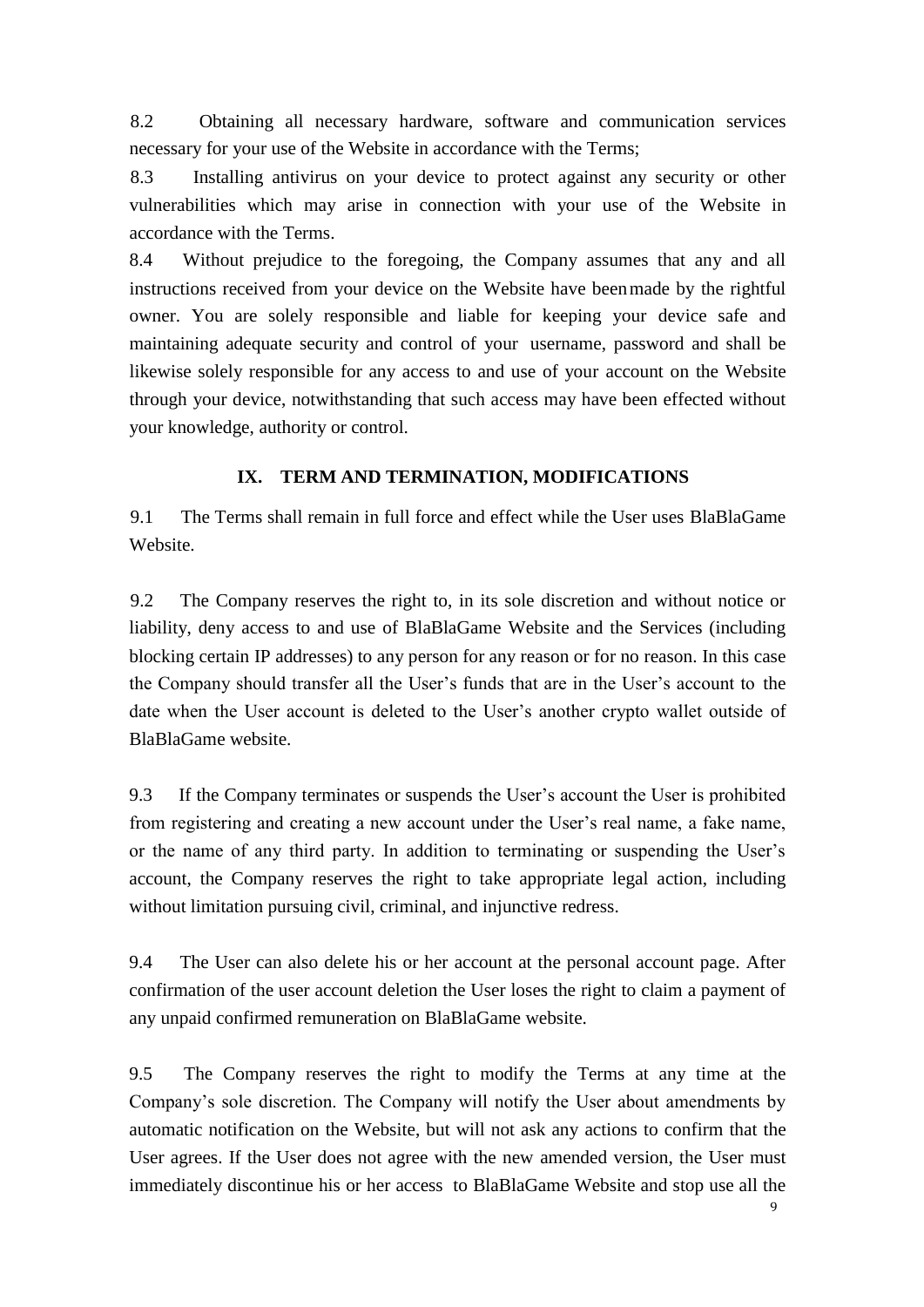8.2 Obtaining all necessary hardware, software and communication services necessary for your use of the Website in accordance with the Terms;

8.3 Installing antivirus on your device to protect against any security or other vulnerabilities which may arise in connection with your use of the Website in accordance with the Terms.

8.4 Without prejudice to the foregoing, the Company assumes that any and all instructions received from your device on the Website have been made by the rightful owner. You are solely responsible and liable for keeping your device safe and maintaining adequate security and control of your username, password and shall be likewise solely responsible for any access to and use of your account on the Website through your device, notwithstanding that such access may have been effected without your knowledge, authority or control.

## IX. TERM AND TERMINATION, MODIFICATIONS

9.1 The Terms shall remain in full force and effect while the User uses BlaBlaGame Website.

9.2 The Company reserves the right to, in its sole discretion and without notice or liability, deny access to and use of BlaBlaGame Website and the Services (including blocking certain IP addresses) to any person for any reason or for no reason. In this case the Company should transfer all the User's funds that are in the User's account to the date when the User account is deleted to the User's another crypto wallet outside of BlaBlaGame website.

9.3 If the Company terminates or suspends the User's account the User is prohibited from registering and creating a new account under the User's real name, a fake name, or the name of any third party. In addition to terminating or suspending the User's account, the Company reserves the right to take appropriate legal action, including without limitation pursuing civil, criminal, and injunctive redress.

9.4 The User can also delete his or her account at the personal account page. After confirmation of the user account deletion the User loses the right to claim a payment of any unpaid confirmed remuneration on BlaBlaGame website.

9.5 The Company reserves the right to modify the Terms at any time at the Company's sole discretion. The Company will notify the User about amendments by automatic notification on the Website, but will not ask any actions to confirm that the User agrees. If the User does not agree with the new amended version, the User must immediately discontinue his or her access to BlaBlaGame Website and stop use all the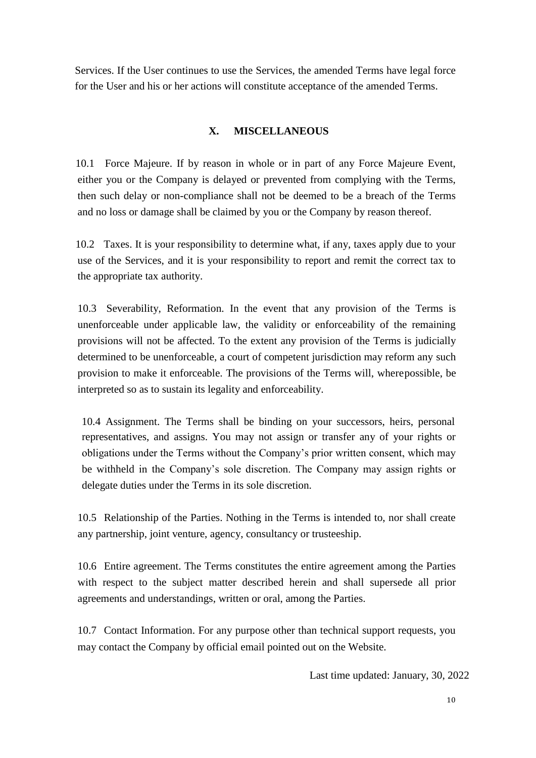Services. If the User continues to use the Services, the amended Terms have legal force for the User and his or her actions will constitute acceptance of the amended Terms.

## X. MISCELLANEOUS

10.1 Force Majeure. If by reason in whole or in part of any Force Majeure Event, either you or the Company is delayed or prevented from complying with the Terms, then such delay or non-compliance shall not be deemed to be a breach of the Terms and no loss or damage shall be claimed by you or the Company by reason thereof.

10.2 Taxes. It is your responsibility to determine what, if any, taxes apply due to your use of the Services, and it is your responsibility to report and remit the correct tax to the appropriate tax authority.

10.3 Severability, Reformation. In the event that any provision of the Terms is unenforceable under applicable law, the validity or enforceability of the remaining provisions will not be affected. To the extent any provision of the Terms is judicially determined to be unenforceable, a court of competent jurisdiction may reform any such provision to make it enforceable. The provisions of the Terms will, wherepossible, be interpreted so as to sustain its legality and enforceability.

10.4 Assignment. The Terms shall be binding on your successors, heirs, personal representatives, and assigns. You may not assign or transfer any of your rights or obligations under the Terms without the Company's prior written consent, which may be withheld in the Company's sole discretion. The Company may assign rights or delegate duties under the Terms in its sole discretion.

10.5 Relationship of the Parties. Nothing in the Terms is intended to, nor shall create any partnership, joint venture, agency, consultancy or trusteeship.

10.6 Entire agreement. The Terms constitutes the entire agreement among the Parties with respect to the subject matter described herein and shall supersede all prior agreements and understandings, written or oral, among the Parties.

10.7 Contact Information. For any purpose other than technical support requests, you may contact the Company by official email pointed out on the Website.

Last time updated: January, 30, 2022